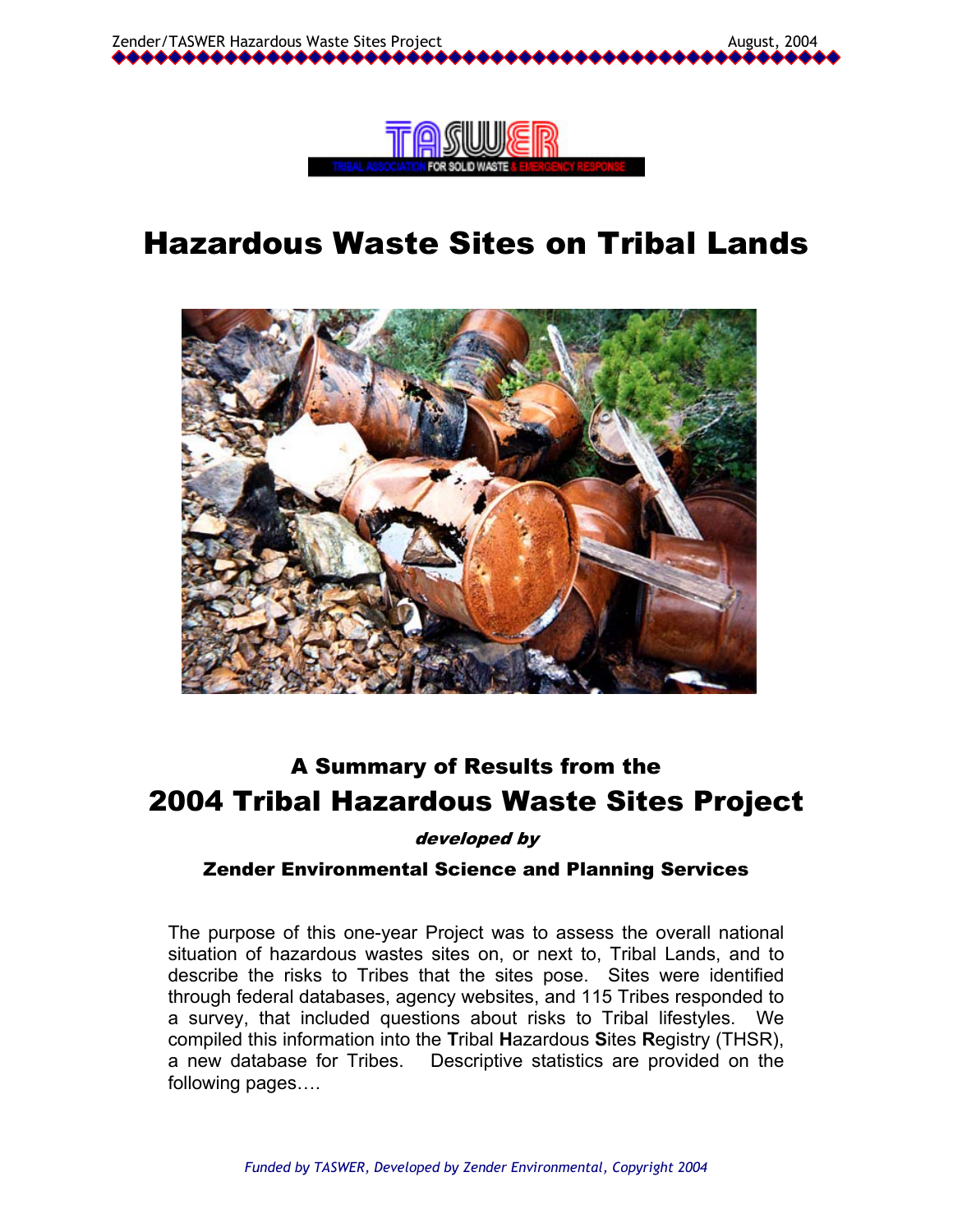TASWER

TRIBAL ASSOCIATION FOR SOLID WASTE & EMERGENCY RESPONSE

# Hazardous Waste Sites on Tribal Lands

### A Summary of Results from the

## 2004 Tribal Hazardous Waste Sites Project

***developed by***

**Zender Environmental Science and Planning Services**

The purpose of this one-year Project was to assess the overall national situation of hazardous wastes sites on, or next to, Tribal Lands, and to describe the risks to Tribes that the sites pose. Sites were identified through federal databases, agency websites, and 115 Tribes responded to a survey, that included questions about risks to Tribal lifestyles. We compiled this information into the **T**ribal **H**azardous **S**ites **R**egistry (THSR), a new database for Tribes. Descriptive statistics are provided on the following pages….

*Funded by TASWER, Developed by Zender Environmental, Copyright 2004*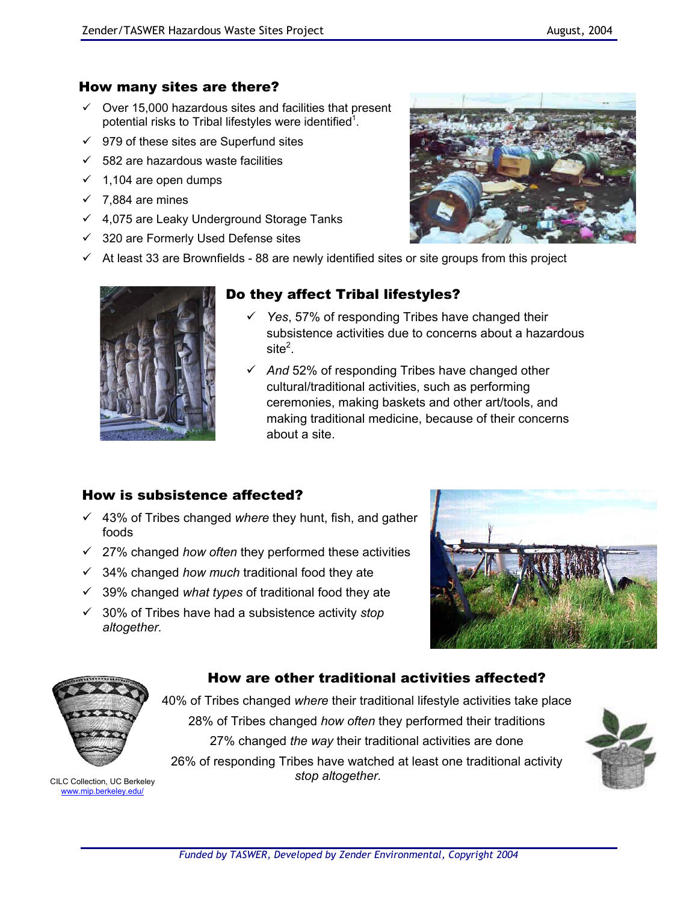## How many sites are there?

- Over 15,000 hazardous sites and facilities that present potential risks to Tribal lifestyles were identified[1].
- 979 of these sites are Superfund sites
- 582 are hazardous waste facilities
- 1,104 are open dumps
- 7,884 are mines
- 4,075 are Leaky Underground Storage Tanks
- 320 are Formerly Used Defense sites
- At least 33 are Brownfields - 88 are newly identified sites or site groups from this project

## Do they affect Tribal lifestyles?

- *Yes*, 57% of responding Tribes have changed their subsistence activities due to concerns about a hazardous site[2].
- *And* 52% of responding Tribes have changed other cultural/traditional activities, such as performing ceremonies, making baskets and other art/tools, and making traditional medicine, because of their concerns about a site.

## How is subsistence affected?

- 43% of Tribes changed *where* they hunt, fish, and gather foods
- 27% changed *how often* they performed these activities
- 34% changed *how much* traditional food they ate
- 39% changed *what types* of traditional food they ate
- 30% of Tribes have had a subsistence activity *stop altogether.*

## How are other traditional activities affected?

40% of Tribes changed *where* their traditional lifestyle activities take place

28% of Tribes changed *how often* they performed their traditions

27% changed *the way* their traditional activities are done

26% of responding Tribes have watched at least one traditional activity *stop altogether.*

CILC Collection, UC Berkeley
www.mip.berkeley.edu/

*Funded by TASWER, Developed by Zender Environmental, Copyright 2004*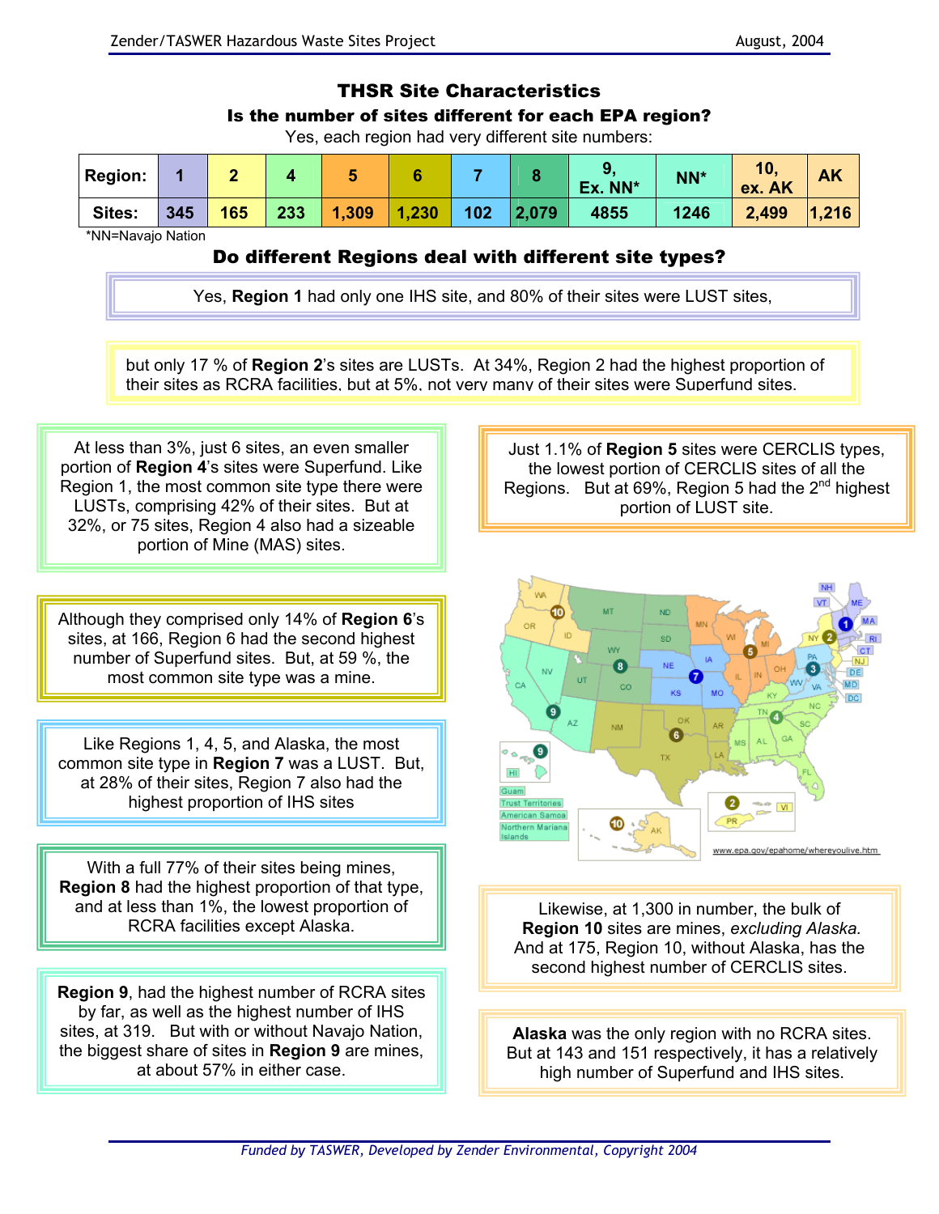## THSR Site Characteristics

### Is the number of sites different for each EPA region?

Yes, each region had very different site numbers:

| Region: | 1 | 2 | 4 | 5 | 6 | 7 | 8 | 9, Ex. NN* | NN* | 10, ex. AK | AK |
|---|---|---|---|---|---|---|---|---|---|---|---|
| Sites: | 345 | 165 | 233 | 1,309 | 1,230 | 102 | 2,079 | 4855 | 1246 | 2,499 | 1,216 |

*NN=Navajo Nation

### Do different Regions deal with different site types?

Yes, **Region 1** had only one IHS site, and 80% of their sites were LUST sites,

but only 17 % of **Region 2**'s sites are LUSTs. At 34%, Region 2 had the highest proportion of their sites as RCRA facilities, but at 5%, not very many of their sites were Superfund sites.

At less than 3%, just 6 sites, an even smaller portion of **Region 4**'s sites were Superfund. Like Region 1, the most common site type there were LUSTs, comprising 42% of their sites. But at 32%, or 75 sites, Region 4 also had a sizeable portion of Mine (MAS) sites.

Just 1.1% of **Region 5** sites were CERCLIS types, the lowest portion of CERCLIS sites of all the Regions. But at 69%, Region 5 had the 2nd highest portion of LUST site.

Although they comprised only 14% of **Region 6**'s sites, at 166, Region 6 had the second highest number of Superfund sites. But, at 59 %, the most common site type was a mine.

Like Regions 1, 4, 5, and Alaska, the most common site type in **Region 7** was a LUST. But, at 28% of their sites, Region 7 also had the highest proportion of IHS sites

With a full 77% of their sites being mines, **Region 8** had the highest proportion of that type, and at less than 1%, the lowest proportion of RCRA facilities except Alaska.

**Region 9**, had the highest number of RCRA sites by far, as well as the highest number of IHS sites, at 319. But with or without Navajo Nation, the biggest share of sites in **Region 9** are mines, at about 57% in either case.

www.epa.gov/epahome/whereyoulive.htm

Likewise, at 1,300 in number, the bulk of **Region 10** sites are mines, *excluding Alaska.* And at 175, Region 10, without Alaska, has the second highest number of CERCLIS sites.

**Alaska** was the only region with no RCRA sites. But at 143 and 151 respectively, it has a relatively high number of Superfund and IHS sites.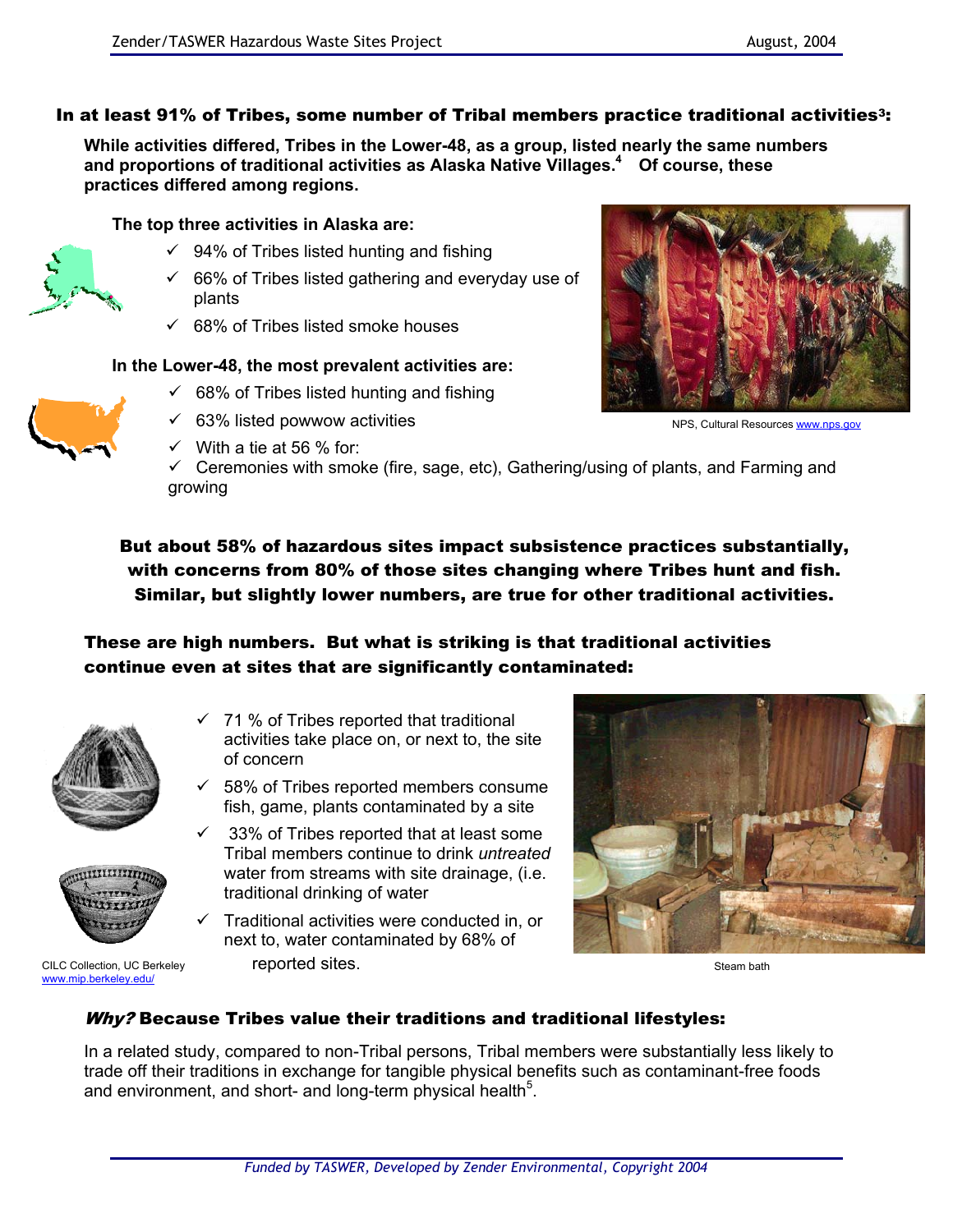## In at least 91% of Tribes, some number of Tribal members practice traditional activities[3]:

**While activities differed, Tribes in the Lower-48, as a group, listed nearly the same numbers and proportions of traditional activities as Alaska Native Villages.[4] Of course, these practices differed among regions.**

**The top three activities in Alaska are:**

- ✓ 94% of Tribes listed hunting and fishing
- ✓ 66% of Tribes listed gathering and everyday use of plants
- ✓ 68% of Tribes listed smoke houses

**In the Lower-48, the most prevalent activities are:**

- ✓ 68% of Tribes listed hunting and fishing
- ✓ 63% listed powwow activities
- ✓ With a tie at 56 % for:
- ✓ Ceremonies with smoke (fire, sage, etc), Gathering/using of plants, and Farming and growing

NPS, Cultural Resources www.nps.gov

**But about 58% of hazardous sites impact subsistence practices substantially, with concerns from 80% of those sites changing where Tribes hunt and fish. Similar, but slightly lower numbers, are true for other traditional activities.**

**These are high numbers. But what is striking is that traditional activities continue even at sites that are significantly contaminated:**

- ✓ 71 % of Tribes reported that traditional activities take place on, or next to, the site of concern
- ✓ 58% of Tribes reported members consume fish, game, plants contaminated by a site
- ✓ 33% of Tribes reported that at least some Tribal members continue to drink *untreated* water from streams with site drainage, (i.e. traditional drinking of water
- ✓ Traditional activities were conducted in, or next to, water contaminated by 68% of reported sites.

CILC Collection, UC Berkeley www.mip.berkeley.edu/

Steam bath

### *Why?* Because Tribes value their traditions and traditional lifestyles:

In a related study, compared to non-Tribal persons, Tribal members were substantially less likely to trade off their traditions in exchange for tangible physical benefits such as contaminant-free foods and environment, and short- and long-term physical health[5].

*Funded by TASWER, Developed by Zender Environmental, Copyright 2004*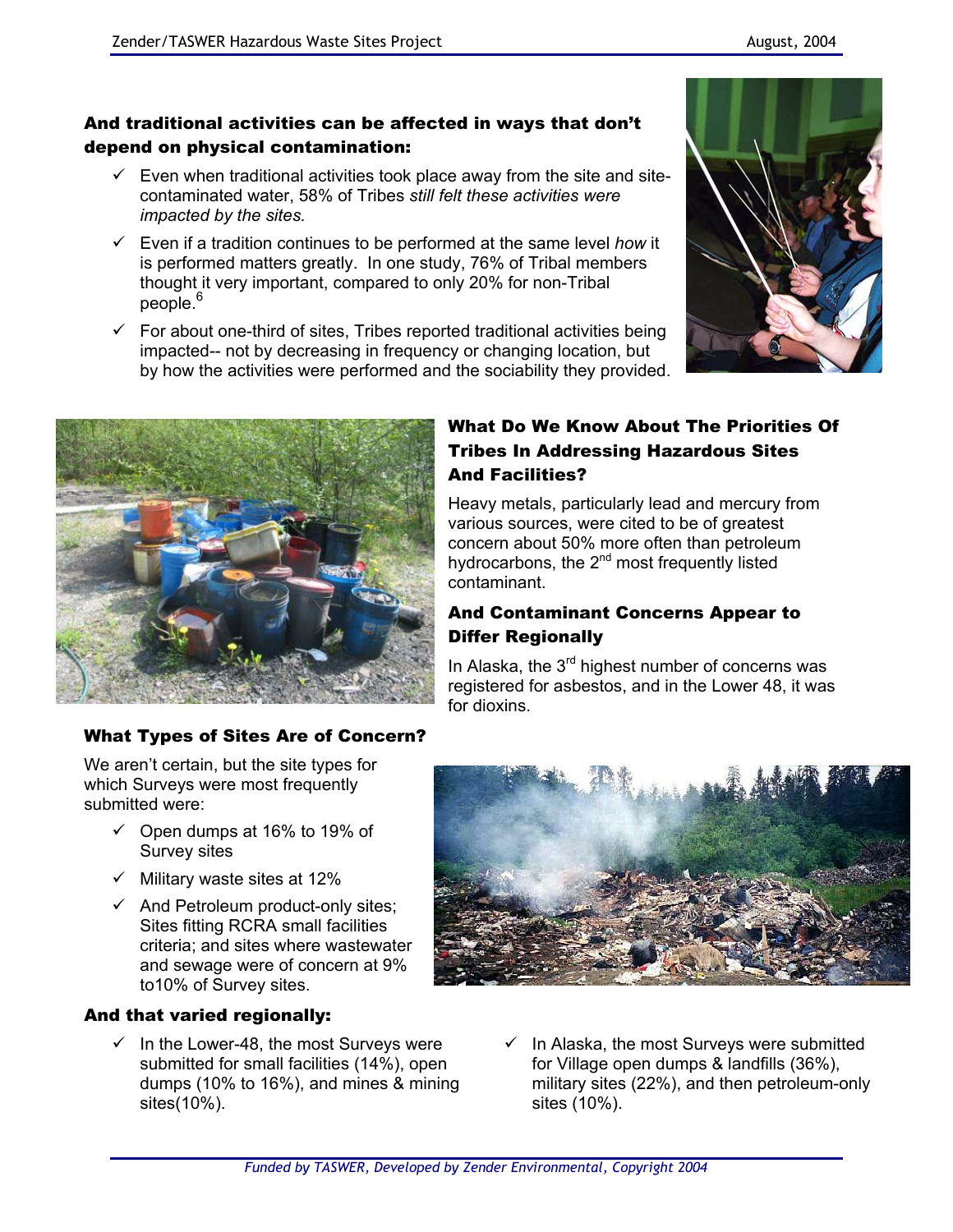### And traditional activities can be affected in ways that don't depend on physical contamination:

- Even when traditional activities took place away from the site and site-contaminated water, 58% of Tribes *still felt these activities were impacted by the sites.*
- Even if a tradition continues to be performed at the same level *how* it is performed matters greatly. In one study, 76% of Tribal members thought it very important, compared to only 20% for non-Tribal people.[6]
- For about one-third of sites, Tribes reported traditional activities being impacted-- not by decreasing in frequency or changing location, but by how the activities were performed and the sociability they provided.

### What Do We Know About The Priorities Of Tribes In Addressing Hazardous Sites And Facilities?

Heavy metals, particularly lead and mercury from various sources, were cited to be of greatest concern about 50% more often than petroleum hydrocarbons, the 2nd most frequently listed contaminant.

### And Contaminant Concerns Appear to Differ Regionally

In Alaska, the 3rd highest number of concerns was registered for asbestos, and in the Lower 48, it was for dioxins.

### What Types of Sites Are of Concern?

We aren't certain, but the site types for which Surveys were most frequently submitted were:

- Open dumps at 16% to 19% of Survey sites
- Military waste sites at 12%
- And Petroleum product-only sites; Sites fitting RCRA small facilities criteria; and sites where wastewater and sewage were of concern at 9% to10% of Survey sites.

### And that varied regionally:

- In the Lower-48, the most Surveys were submitted for small facilities (14%), open dumps (10% to 16%), and mines & mining sites(10%).
- In Alaska, the most Surveys were submitted for Village open dumps & landfills (36%), military sites (22%), and then petroleum-only sites (10%).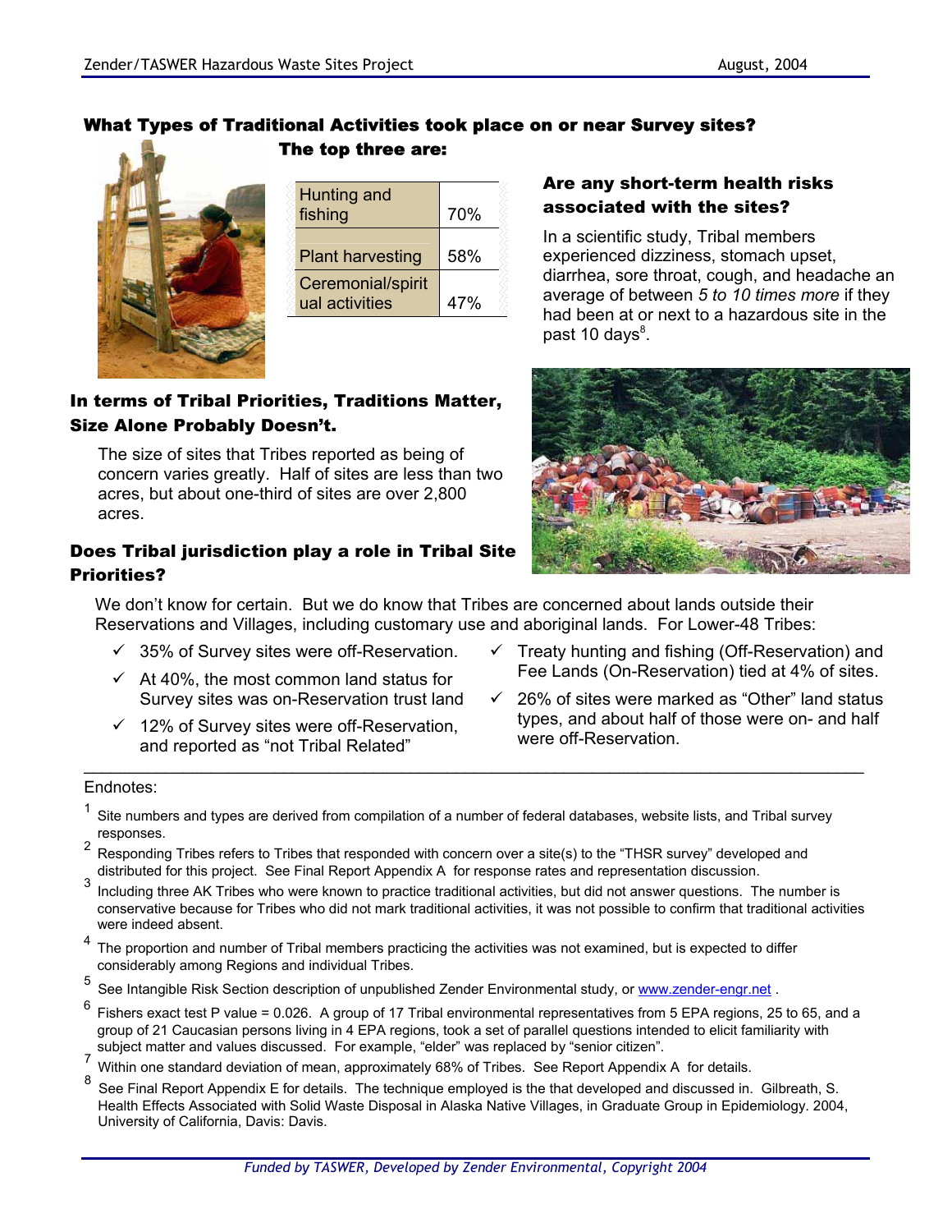## What Types of Traditional Activities took place on or near Survey sites?

**The top three are:**

| | |
|---|---|
| Hunting and fishing | 70% |
| Plant harvesting | 58% |
| Ceremonial/spiritual activities | 47% |

### Are any short-term health risks associated with the sites?

In a scientific study, Tribal members experienced dizziness, stomach upset, diarrhea, sore throat, cough, and headache an average of between *5 to 10 times more* if they had been at or next to a hazardous site in the past 10 days[8].

### In terms of Tribal Priorities, Traditions Matter, Size Alone Probably Doesn't.

The size of sites that Tribes reported as being of concern varies greatly. Half of sites are less than two acres, but about one-third of sites are over 2,800 acres.

### Does Tribal jurisdiction play a role in Tribal Site Priorities?

We don't know for certain. But we do know that Tribes are concerned about lands outside their Reservations and Villages, including customary use and aboriginal lands. For Lower-48 Tribes:

- ✓ 35% of Survey sites were off-Reservation.
- ✓ At 40%, the most common land status for Survey sites was on-Reservation trust land
- ✓ 12% of Survey sites were off-Reservation, and reported as "not Tribal Related"
- ✓ Treaty hunting and fishing (Off-Reservation) and Fee Lands (On-Reservation) tied at 4% of sites.
- ✓ 26% of sites were marked as "Other" land status types, and about half of those were on- and half were off-Reservation.

---

Endnotes:

1 Site numbers and types are derived from compilation of a number of federal databases, website lists, and Tribal survey responses.

2 Responding Tribes refers to Tribes that responded with concern over a site(s) to the "THSR survey" developed and distributed for this project. See Final Report Appendix A for response rates and representation discussion.

3 Including three AK Tribes who were known to practice traditional activities, but did not answer questions. The number is conservative because for Tribes who did not mark traditional activities, it was not possible to confirm that traditional activities were indeed absent.

4 The proportion and number of Tribal members practicing the activities was not examined, but is expected to differ considerably among Regions and individual Tribes.

5 See Intangible Risk Section description of unpublished Zender Environmental study, or www.zender-engr.net .

6 Fishers exact test P value = 0.026. A group of 17 Tribal environmental representatives from 5 EPA regions, 25 to 65, and a group of 21 Caucasian persons living in 4 EPA regions, took a set of parallel questions intended to elicit familiarity with subject matter and values discussed. For example, "elder" was replaced by "senior citizen".

7 Within one standard deviation of mean, approximately 68% of Tribes. See Report Appendix A for details.

8 See Final Report Appendix E for details. The technique employed is the that developed and discussed in. Gilbreath, S. Health Effects Associated with Solid Waste Disposal in Alaska Native Villages, in Graduate Group in Epidemiology. 2004, University of California, Davis: Davis.